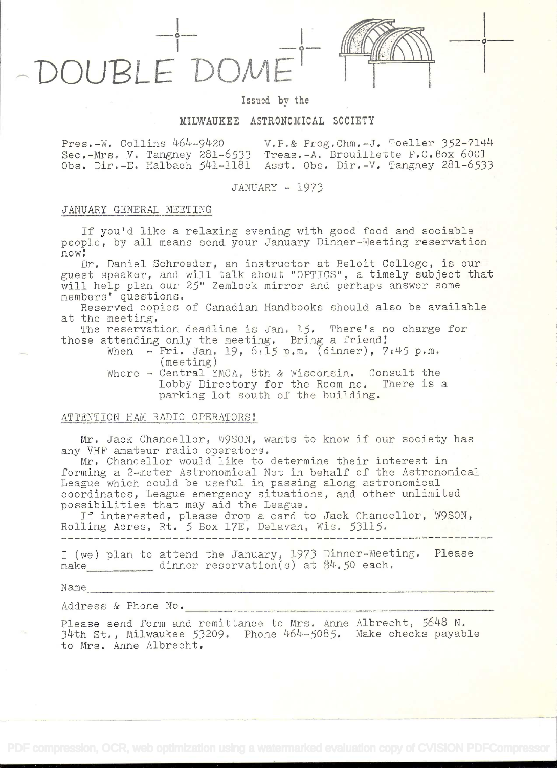# DOUBLE DOME

Issued by the

MILWAUKEE ASTRONOMICAL SOCIETY

Pres.-W. Collins 464-9420 V.P.& Prog.Chm.-J. Toeller 352-7144
Sec.-Mrs. V. Tangney 281-6533 Treas.-A. Brouillette P.O.Box 6001
Obs. Dir.-E. Halbach 541-1181 Asst. Obs. Dir.-V. Tangney 281-6533

JANUARY - 1973

## JANUARY GENERAL MEETING

If you'd like a relaxing evening with good food and sociable people, by all means send your January Dinner-Meeting reservation now!

Dr. Daniel Schroeder, an instructor at Beloit College, is our guest speaker, and will talk about "OPTICS", a timely subject that will help plan our 25" Zemlock mirror and perhaps answer some members' questions.

Reserved copies of Canadian Handbooks should also be available at the meeting.

The reservation deadline is Jan. 15. There's no charge for those attending only the meeting. Bring a friend!

When - Fri. Jan. 19, 6:15 p.m. (dinner), 7:45 p.m. (meeting)

Where - Central YMCA, 8th & Wisconsin. Consult the Lobby Directory for the Room no. There is a parking lot south of the building.

## ATTENTION HAM RADIO OPERATORS!

Mr. Jack Chancellor, W9SON, wants to know if our society has any VHF amateur radio operators.

Mr. Chancellor would like to determine their interest in forming a 2-meter Astronomical Net in behalf of the Astronomical League which could be useful in passing along astronomical coordinates, League emergency situations, and other unlimited possibilities that may aid the League.

If interested, please drop a card to Jack Chancellor, W9SON, Rolling Acres, Rt. 5 Box 17E, Delavan, Wis. 53115.

---

I (we) plan to attend the January, 1973 Dinner-Meeting. Please make __________ dinner reservation(s) at $4.50 each.

Name ____________________________________________

Address & Phone No. ____________________________________________

Please send form and remittance to Mrs. Anne Albrecht, 5648 N. 34th St., Milwaukee 53209. Phone 464-5085. Make checks payable to Mrs. Anne Albrecht.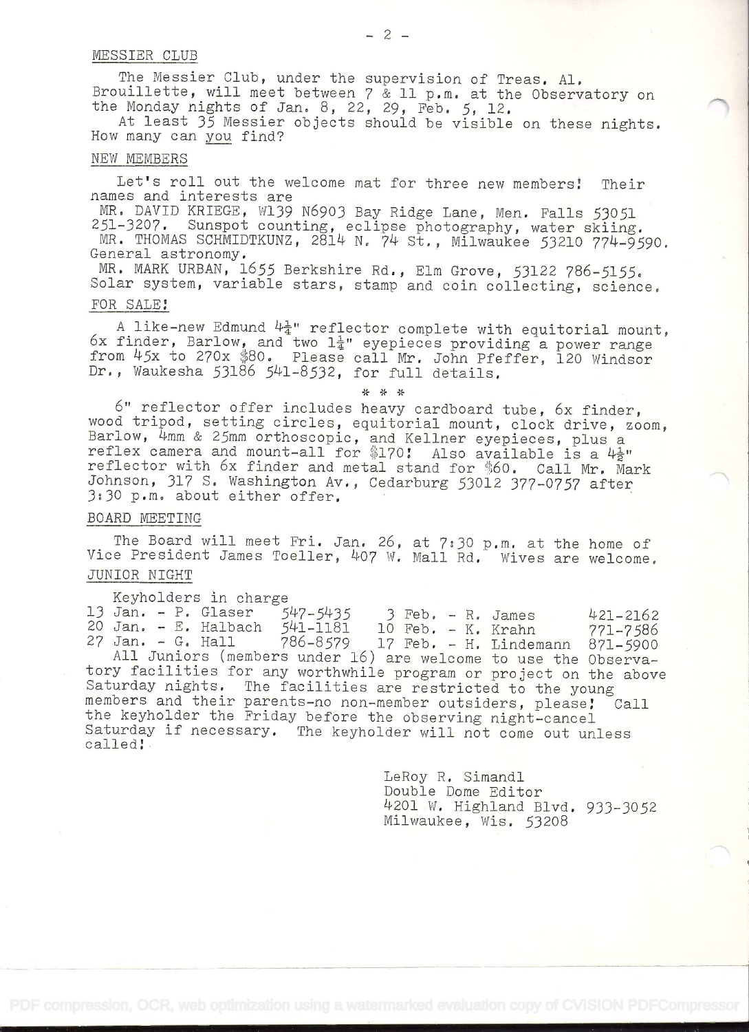## MESSIER CLUB

The Messier Club, under the supervision of Treas. Al. Brouillette, will meet between 7 & 11 p.m. at the Observatory on the Monday nights of Jan. 8, 22, 29, Feb. 5, 12.

At least 35 Messier objects should be visible on these nights. How many can _you_ find?

## NEW MEMBERS

Let's roll out the welcome mat for three new members! Their names and interests are

MR. DAVID KRIEGE, W139 N6903 Bay Ridge Lane, Men. Falls 53051 251-3207. Sunspot counting, eclipse photography, water skiing.

MR. THOMAS SCHMIDTKUNZ, 2814 N. 74 St., Milwaukee 53210 774-9590. General astronomy.

MR. MARK URBAN, 1655 Berkshire Rd., Elm Grove, 53122 786-5155. Solar system, variable stars, stamp and coin collecting, science.

## FOR SALE!

A like-new Edmund 4¼" reflector complete with equitorial mount, 6x finder, Barlow, and two 1¼" eyepieces providing a power range from 45x to 270x $80. Please call Mr. John Pfeffer, 120 Windsor Dr., Waukesha 53186 541-8532, for full details.

\* \* \*

6" reflector offer includes heavy cardboard tube, 6x finder, wood tripod, setting circles, equitorial mount, clock drive, zoom, Barlow, 4mm & 25mm orthoscopic, and Kellner eyepieces, plus a reflex camera and mount-all for $170! Also available is a 4½" reflector with 6x finder and metal stand for $60. Call Mr. Mark Johnson, 317 S. Washington Av., Cedarburg 53012 377-0757 after 3:30 p.m. about either offer.

## BOARD MEETING

The Board will meet Fri. Jan. 26, at 7:30 p.m. at the home of Vice President James Toeller, 407 W. Mall Rd. Wives are welcome.

## JUNIOR NIGHT

Keyholders in charge

| | | | |
|---|---|---|---|
| 13 Jan. - P. Glaser | 547-5435 | 3 Feb. - R. James | 421-2162 |
| 20 Jan. - E. Halbach | 541-1181 | 10 Feb. - K. Krahn | 771-7586 |
| 27 Jan. - G. Hall | 786-8579 | 17 Feb. - H. Lindemann | 871-5900 |

All Juniors (members under 16) are welcome to use the Observatory facilities for any worthwhile program or project on the above Saturday nights. The facilities are restricted to the young members and their parents-no non-member outsiders, please! Call the keyholder the Friday before the observing night-cancel Saturday if necessary. The keyholder will not come out unless called!

LeRoy R. Simandl
Double Dome Editor
4201 W. Highland Blvd. 933-3052
Milwaukee, Wis. 53208